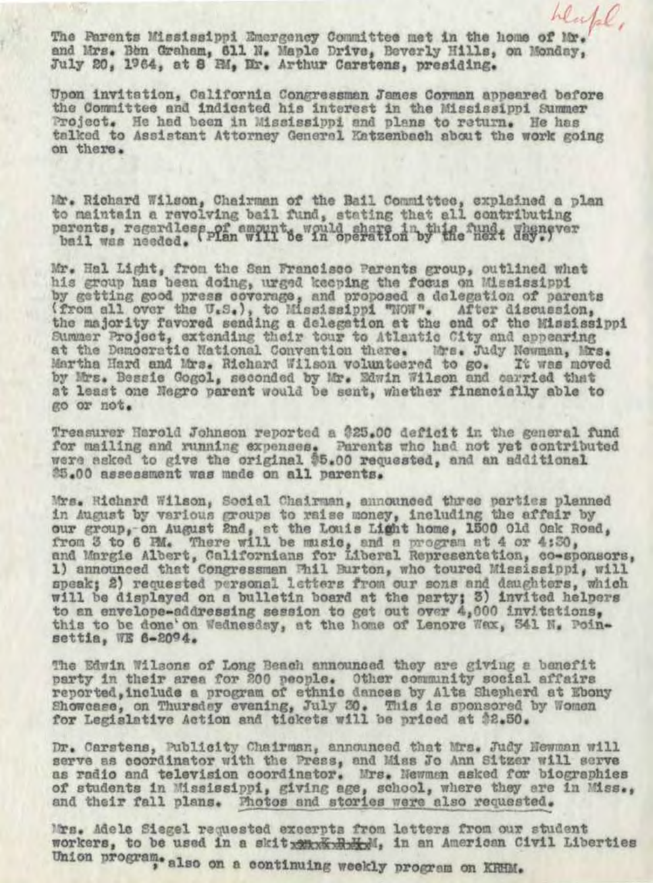Wapl,

The Parents Mississippi Emergency Committee met in the home of Mr. and Mrs. Ben Graham, 611 N. Maple Drive, Beverly Hills, on Monday, July 20, 1964, at 8 PM, Dr. Arthur Carstens, presiding.

Upon invitation, California Congressman James Corman appeared before the Committee and indicated his interest in the Mississippi Summer Project. He had been in Mississippi and plans to return. He has talked to Assistant Attorney General Katzenbach about the work going on there.

Mr. Richard Wilson, Chairman of the Bail Committee, explained a plan to maintain a revolving bail fund, stating that all contributing parents, regardless of amount, would share in this fund, whenever bail was needed. (Plan will be in operation by the next day.)

Mr. Hal Light, from the San Francisco Parents group, outlined what his group has been doing, urged keeping the focus on Mississippi by getting good press coverage, and proposed a delegation of parents (from all over the U.S.), to Mississippi "NOW". After discussion, the majority favored sending a delegation at the end of the Mississippi Summer Project, extending their tour to Atlantic City and appearing at the Democratic National Convention there. Mrs. Judy Newman, Mrs. Martha Hard and Mrs. Richard Wilson volunteered to go. It was moved by Mrs. Bessie Gogol, seconded by Mr. Edwin Wilson and carried that at least one Negro parent would be sent, whether financially able to go or not.

Treasurer Harold Johnson reported a $25.00 deficit in the general fund for mailing and running expenses. Parents who had not yet contributed were asked to give the original $5.00 requested, and an additional $5.00 assessment was made on all parents.

Mrs. Richard Wilson, Social Chairman, announced three parties planned in August by various groups to raise money, including the affair by our group,-on August 2nd, at the Louis Light home, 1500 Old Oak Road, from 3 to 6 PM. There will be music, and a program at 4 or 4:30, and Margie Albert, Californians for Liberal Representation, co-sponsors, 1) announced that Congressman Phil Burton, who toured Mississippi, will speak; 2) requested personal letters from our sons and daughters, which will be displayed on a bulletin board at the party; 3) invited helpers to an envelope-addressing session to get out over 4,000 invitations, this to be done on Wednesday, at the home of Lenore Wax, 341 N. Poinsettia, WE 6-2094.

The Edwin Wilsons of Long Beach announced they are giving a benefit party in their area for 200 people. Other community social affairs reported, include a program of ethnic dances by Alta Shepherd at Ebony Showcase, on Thursday evening, July 30. This is sponsored by Women for Legislative Action and tickets will be priced at $2.50.

Dr. Carstens, Publicity Chairman, announced that Mrs. Judy Newman will serve as coordinator with the Press, and Miss Jo Ann Sitzer will serve as radio and television coordinator. Mrs. Newman asked for biographies of students in Mississippi, giving age, school, where they are in Miss., and their fall plans. Photos and stories were also requested.

Mrs. Adele Siegel requested excerpts from letters from our student workers, to be used in a skit ~~xxxxxxxM~~, in an American Civil Liberties Union program, also on a continuing weekly program on KRHM.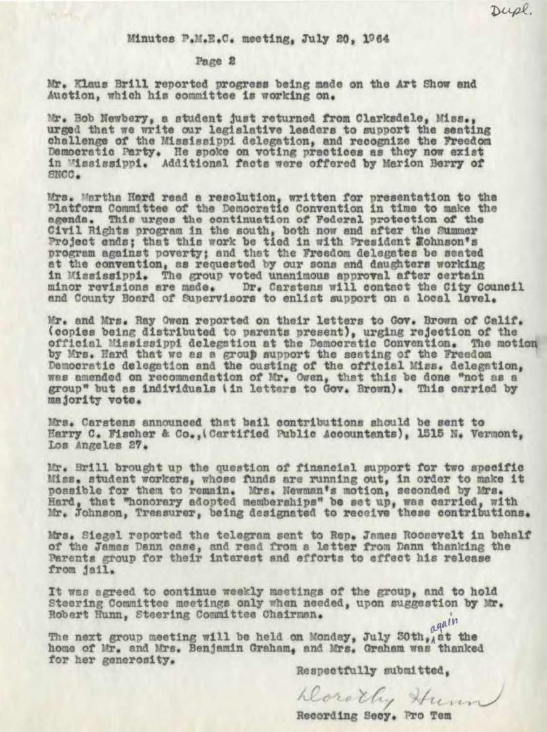Dupl.

Minutes P.M.E.C. meeting, July 20, 1964

Page 2

Mr. Klaus Brill reported progress being made on the Art Show and Auction, which his committee is working on.

Mr. Bob Newbery, a student just returned from Clarksdale, Miss., urged that we write our legislative leaders to support the seating challenge of the Mississippi delegation, and recognize the Freedom Democratic Party. He spoke on voting practices as they now exist in Mississippi. Additional facts were offered by Marion Berry of SNCC.

Mrs. Martha Hard read a resolution, written for presentation to the Platform Committee of the Democratic Convention in time to make the agenda. This urges the continuation of Federal protection of the Civil Rights program in the south, both now and after the Summer Project ends; that this work be tied in with President Johnson's program against poverty; and that the Freedom delegates be seated at the convention, as requested by our sons and daughters working in Mississippi. The group voted unanimous approval after certain minor revisions are made. Dr. Carstens will contact the City Council and County Board of Supervisors to enlist support on a local level.

Mr. and Mrs. Ray Owen reported on their letters to Gov. Brown of Calif. (copies being distributed to parents present), urging rejection of the official Mississippi delegation at the Democratic Convention. The motion by Mrs. Hard that we as a group support the seating of the Freedom Democratic delegation and the ousting of the official Miss. delegation, was amended on recommendation of Mr. Owen, that this be done "not as a group" but as individuals (in letters to Gov. Brown). This carried by majority vote.

Mrs. Carstens announced that bail contributions should be sent to Harry C. Fischer & Co., (Certified Public Accountants), 1515 N. Vermont, Los Angeles 27.

Mr. Brill brought up the question of financial support for two specific Miss. student workers, whose funds are running out, in order to make it possible for them to remain. Mrs. Newman's motion, seconded by Mrs. Hard, that "honorary adopted memberships" be set up, was carried, with Mr. Johnson, Treasurer, being designated to receive these contributions.

Mrs. Siegel reported the telegram sent to Rep. James Roosevelt in behalf of the James Dann case, and read from a letter from Dann thanking the Parents group for their interest and efforts to effect his release from jail.

It was agreed to continue weekly meetings of the group, and to hold Steering Committee meetings only when needed, upon suggestion by Mr. Robert Hunn, Steering Committee Chairman.

The next group meeting will be held on Monday, July 30th, again at the home of Mr. and Mrs. Benjamin Graham, and Mrs. Graham was thanked for her generosity.

Respectfully submitted,

Dorothy Hunn

Recording Secy. Pro Tem